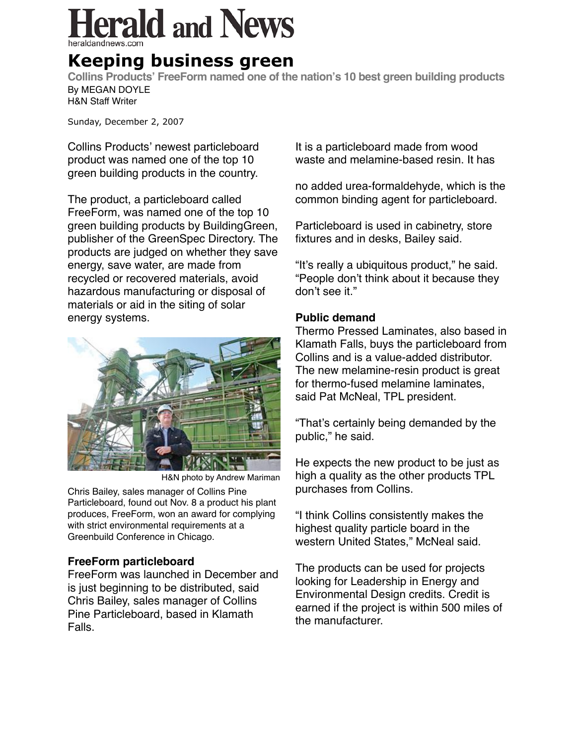# Herald and News

heraldandnews.com

## Keeping business green

### Collins Products' FreeForm named one of the nation's 10 best green building products

By MEGAN DOYLE
H&N Staff Writer

Sunday, December 2, 2007

Collins Products' newest particleboard product was named one of the top 10 green building products in the country.

The product, a particleboard called FreeForm, was named one of the top 10 green building products by BuildingGreen, publisher of the GreenSpec Directory. The products are judged on whether they save energy, save water, are made from recycled or recovered materials, avoid hazardous manufacturing or disposal of materials or aid in the siting of solar energy systems.

H&N photo by Andrew Mariman

Chris Bailey, sales manager of Collins Pine Particleboard, found out Nov. 8 a product his plant produces, FreeForm, won an award for complying with strict environmental requirements at a Greenbuild Conference in Chicago.

**FreeForm particleboard**

FreeForm was launched in December and is just beginning to be distributed, said Chris Bailey, sales manager of Collins Pine Particleboard, based in Klamath Falls.

It is a particleboard made from wood waste and melamine-based resin. It has no added urea-formaldehyde, which is the common binding agent for particleboard.

Particleboard is used in cabinetry, store fixtures and in desks, Bailey said.

"It's really a ubiquitous product," he said. "People don't think about it because they don't see it."

**Public demand**

Thermo Pressed Laminates, also based in Klamath Falls, buys the particleboard from Collins and is a value-added distributor. The new melamine-resin product is great for thermo-fused melamine laminates, said Pat McNeal, TPL president.

"That's certainly being demanded by the public," he said.

He expects the new product to be just as high a quality as the other products TPL purchases from Collins.

"I think Collins consistently makes the highest quality particle board in the western United States," McNeal said.

The products can be used for projects looking for Leadership in Energy and Environmental Design credits. Credit is earned if the project is within 500 miles of the manufacturer.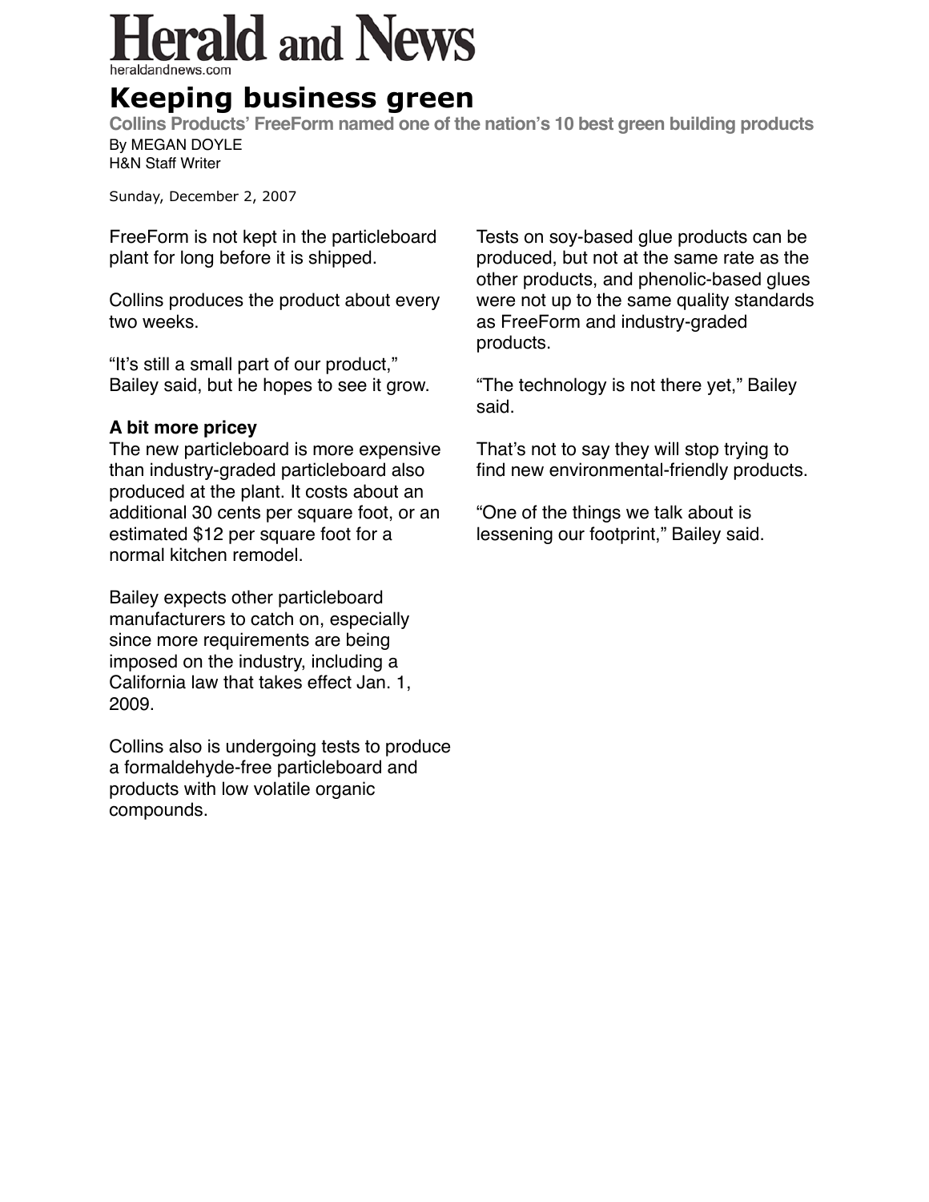# Herald and News

heraldandnews.com

# Keeping business green

**Collins Products' FreeForm named one of the nation's 10 best green building products**

By MEGAN DOYLE
H&N Staff Writer

Sunday, December 2, 2007

FreeForm is not kept in the particleboard plant for long before it is shipped.

Collins produces the product about every two weeks.

"It's still a small part of our product," Bailey said, but he hopes to see it grow.

**A bit more pricey**

The new particleboard is more expensive than industry-graded particleboard also produced at the plant. It costs about an additional 30 cents per square foot, or an estimated $12 per square foot for a normal kitchen remodel.

Bailey expects other particleboard manufacturers to catch on, especially since more requirements are being imposed on the industry, including a California law that takes effect Jan. 1, 2009.

Collins also is undergoing tests to produce a formaldehyde-free particleboard and products with low volatile organic compounds.

Tests on soy-based glue products can be produced, but not at the same rate as the other products, and phenolic-based glues were not up to the same quality standards as FreeForm and industry-graded products.

"The technology is not there yet," Bailey said.

That's not to say they will stop trying to find new environmental-friendly products.

"One of the things we talk about is lessening our footprint," Bailey said.